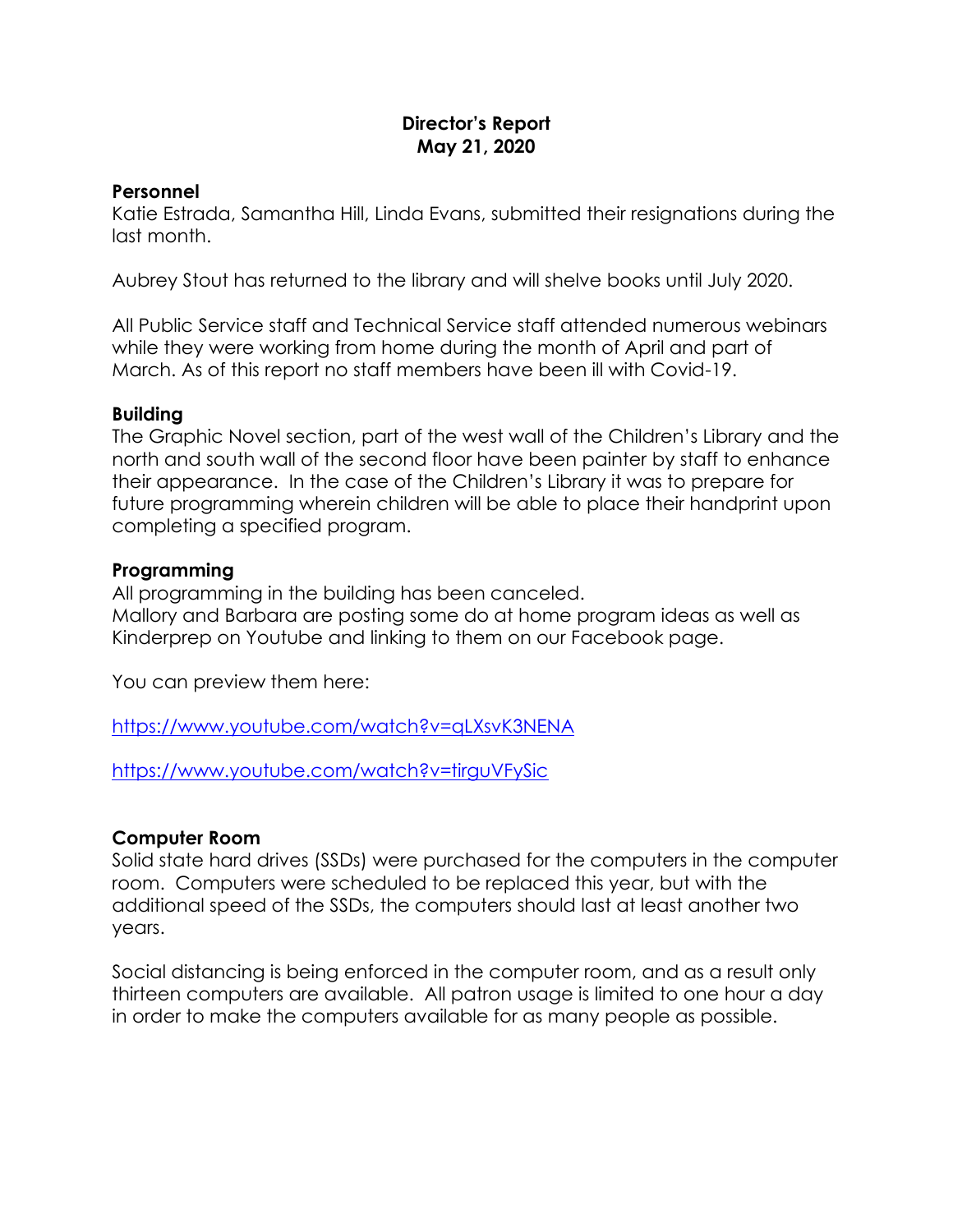**Director's Report**
**May 21, 2020**

**Personnel**
Katie Estrada, Samantha Hill, Linda Evans, submitted their resignations during the last month.

Aubrey Stout has returned to the library and will shelve books until July 2020.

All Public Service staff and Technical Service staff attended numerous webinars while they were working from home during the month of April and part of March. As of this report no staff members have been ill with Covid-19.

**Building**
The Graphic Novel section, part of the west wall of the Children's Library and the north and south wall of the second floor have been painter by staff to enhance their appearance. In the case of the Children's Library it was to prepare for future programming wherein children will be able to place their handprint upon completing a specified program.

**Programming**
All programming in the building has been canceled.
Mallory and Barbara are posting some do at home program ideas as well as Kinderprep on Youtube and linking to them on our Facebook page.

You can preview them here:

https://www.youtube.com/watch?v=qLXsvK3NENA

https://www.youtube.com/watch?v=tirguVFySic

**Computer Room**
Solid state hard drives (SSDs) were purchased for the computers in the computer room. Computers were scheduled to be replaced this year, but with the additional speed of the SSDs, the computers should last at least another two years.

Social distancing is being enforced in the computer room, and as a result only thirteen computers are available. All patron usage is limited to one hour a day in order to make the computers available for as many people as possible.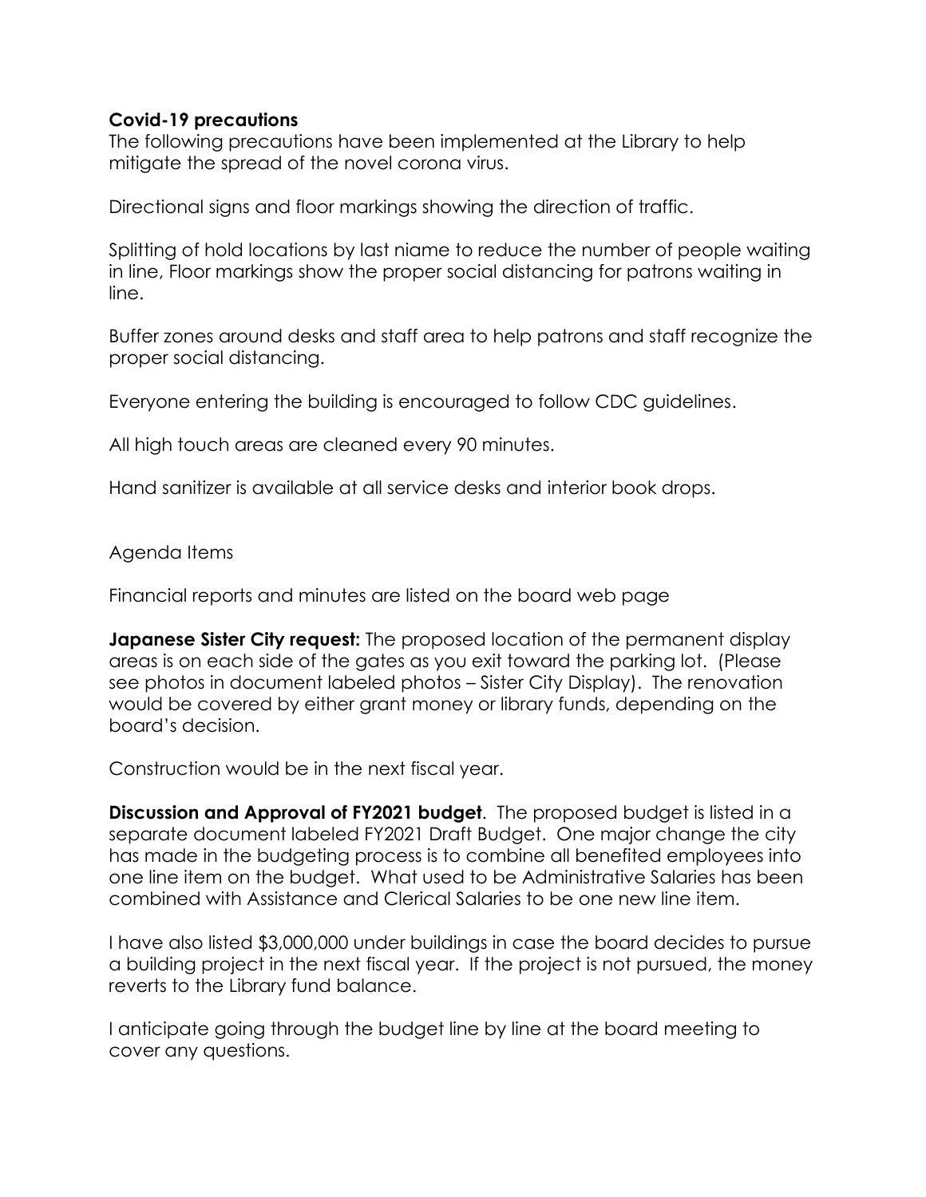**Covid-19 precautions**
The following precautions have been implemented at the Library to help mitigate the spread of the novel corona virus.

Directional signs and floor markings showing the direction of traffic.

Splitting of hold locations by last niame to reduce the number of people waiting in line, Floor markings show the proper social distancing for patrons waiting in line.

Buffer zones around desks and staff area to help patrons and staff recognize the proper social distancing.

Everyone entering the building is encouraged to follow CDC guidelines.

All high touch areas are cleaned every 90 minutes.

Hand sanitizer is available at all service desks and interior book drops.

Agenda Items

Financial reports and minutes are listed on the board web page

**Japanese Sister City request:** The proposed location of the permanent display areas is on each side of the gates as you exit toward the parking lot. (Please see photos in document labeled photos – Sister City Display). The renovation would be covered by either grant money or library funds, depending on the board's decision.

Construction would be in the next fiscal year.

**Discussion and Approval of FY2021 budget**. The proposed budget is listed in a separate document labeled FY2021 Draft Budget. One major change the city has made in the budgeting process is to combine all benefited employees into one line item on the budget. What used to be Administrative Salaries has been combined with Assistance and Clerical Salaries to be one new line item.

I have also listed $3,000,000 under buildings in case the board decides to pursue a building project in the next fiscal year. If the project is not pursued, the money reverts to the Library fund balance.

I anticipate going through the budget line by line at the board meeting to cover any questions.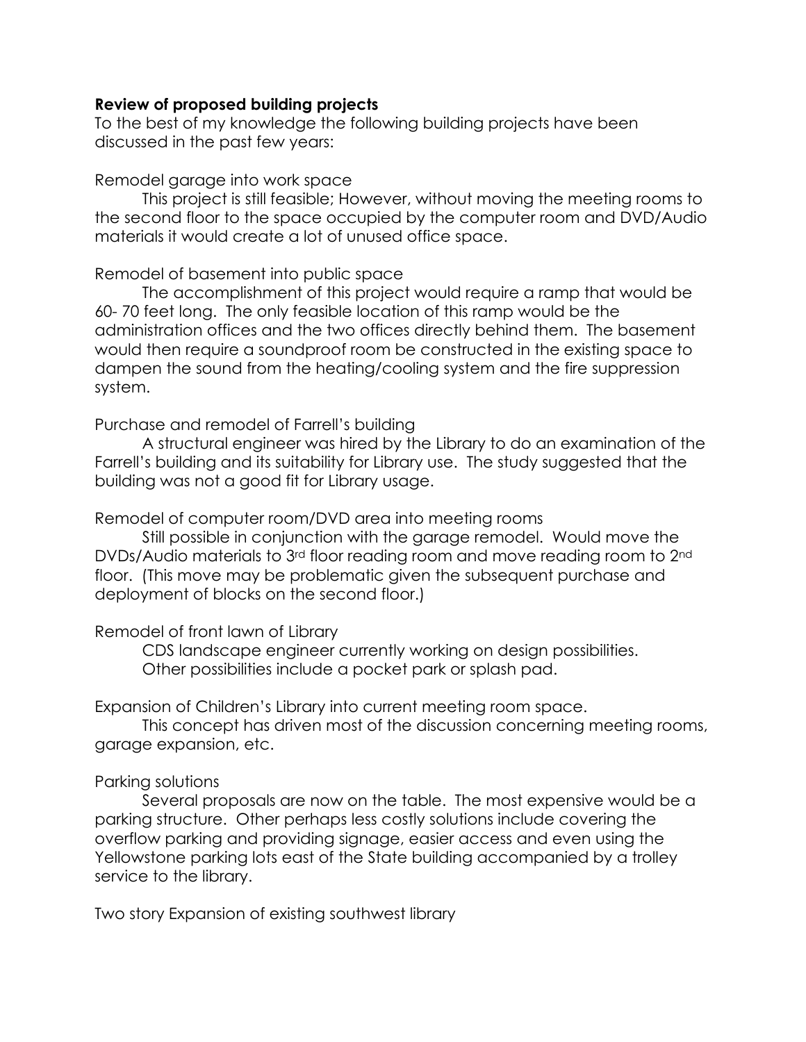**Review of proposed building projects**

To the best of my knowledge the following building projects have been discussed in the past few years:

Remodel garage into work space

This project is still feasible; However, without moving the meeting rooms to the second floor to the space occupied by the computer room and DVD/Audio materials it would create a lot of unused office space.

Remodel of basement into public space

The accomplishment of this project would require a ramp that would be 60- 70 feet long. The only feasible location of this ramp would be the administration offices and the two offices directly behind them. The basement would then require a soundproof room be constructed in the existing space to dampen the sound from the heating/cooling system and the fire suppression system.

Purchase and remodel of Farrell's building

A structural engineer was hired by the Library to do an examination of the Farrell's building and its suitability for Library use. The study suggested that the building was not a good fit for Library usage.

Remodel of computer room/DVD area into meeting rooms

Still possible in conjunction with the garage remodel. Would move the DVDs/Audio materials to 3rd floor reading room and move reading room to 2nd floor. (This move may be problematic given the subsequent purchase and deployment of blocks on the second floor.)

Remodel of front lawn of Library

CDS landscape engineer currently working on design possibilities.
Other possibilities include a pocket park or splash pad.

Expansion of Children's Library into current meeting room space.

This concept has driven most of the discussion concerning meeting rooms, garage expansion, etc.

Parking solutions

Several proposals are now on the table. The most expensive would be a parking structure. Other perhaps less costly solutions include covering the overflow parking and providing signage, easier access and even using the Yellowstone parking lots east of the State building accompanied by a trolley service to the library.

Two story Expansion of existing southwest library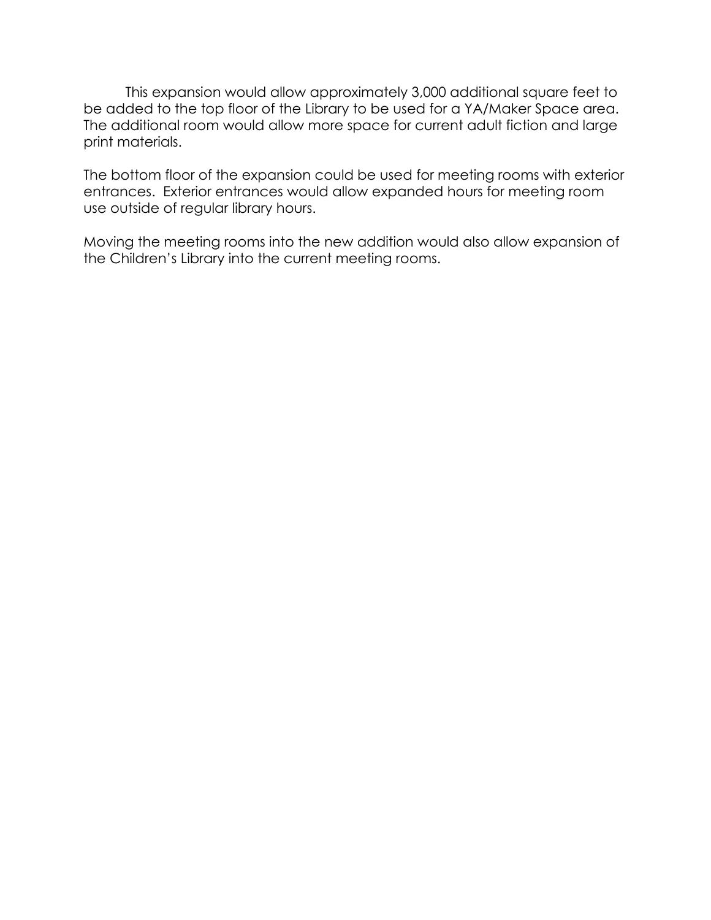This expansion would allow approximately 3,000 additional square feet to be added to the top floor of the Library to be used for a YA/Maker Space area. The additional room would allow more space for current adult fiction and large print materials.

The bottom floor of the expansion could be used for meeting rooms with exterior entrances. Exterior entrances would allow expanded hours for meeting room use outside of regular library hours.

Moving the meeting rooms into the new addition would also allow expansion of the Children's Library into the current meeting rooms.